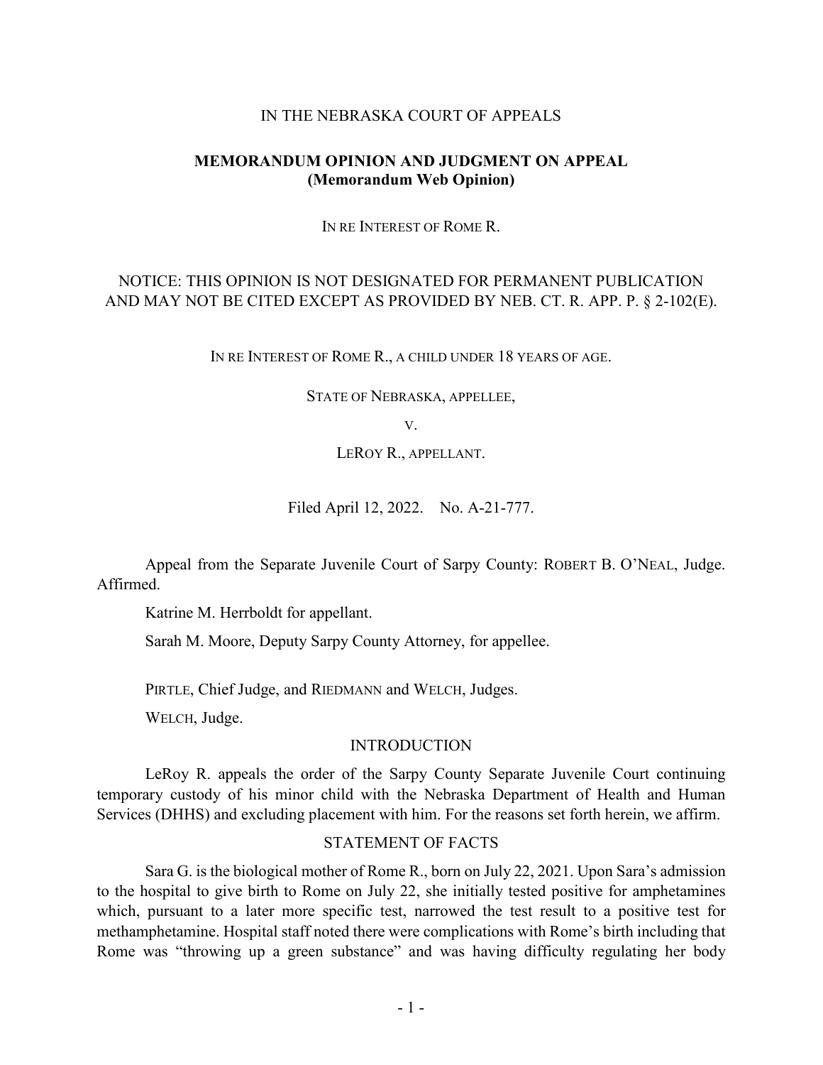IN THE NEBRASKA COURT OF APPEALS

**MEMORANDUM OPINION AND JUDGMENT ON APPEAL**
**(Memorandum Web Opinion)**

IN RE INTEREST OF ROME R.

NOTICE: THIS OPINION IS NOT DESIGNATED FOR PERMANENT PUBLICATION AND MAY NOT BE CITED EXCEPT AS PROVIDED BY NEB. CT. R. APP. P. § 2-102(E).

IN RE INTEREST OF ROME R., A CHILD UNDER 18 YEARS OF AGE.

STATE OF NEBRASKA, APPELLEE,

V.

LEROY R., APPELLANT.

Filed April 12, 2022. No. A-21-777.

Appeal from the Separate Juvenile Court of Sarpy County: ROBERT B. O'NEAL, Judge. Affirmed.

Katrine M. Herrboldt for appellant.

Sarah M. Moore, Deputy Sarpy County Attorney, for appellee.

PIRTLE, Chief Judge, and RIEDMANN and WELCH, Judges.

WELCH, Judge.

## INTRODUCTION

LeRoy R. appeals the order of the Sarpy County Separate Juvenile Court continuing temporary custody of his minor child with the Nebraska Department of Health and Human Services (DHHS) and excluding placement with him. For the reasons set forth herein, we affirm.

## STATEMENT OF FACTS

Sara G. is the biological mother of Rome R., born on July 22, 2021. Upon Sara's admission to the hospital to give birth to Rome on July 22, she initially tested positive for amphetamines which, pursuant to a later more specific test, narrowed the test result to a positive test for methamphetamine. Hospital staff noted there were complications with Rome's birth including that Rome was "throwing up a green substance" and was having difficulty regulating her body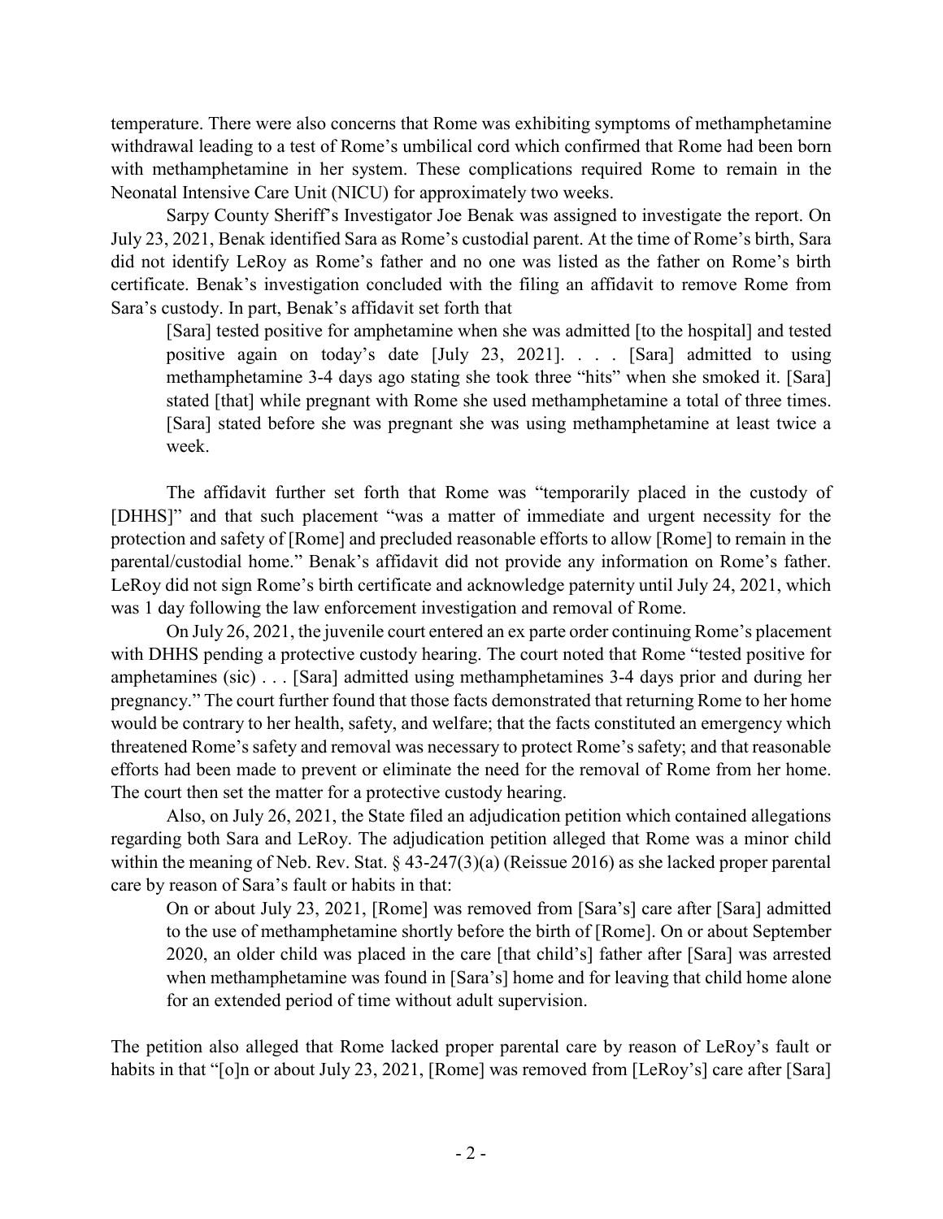temperature. There were also concerns that Rome was exhibiting symptoms of methamphetamine withdrawal leading to a test of Rome's umbilical cord which confirmed that Rome had been born with methamphetamine in her system. These complications required Rome to remain in the Neonatal Intensive Care Unit (NICU) for approximately two weeks.

Sarpy County Sheriff's Investigator Joe Benak was assigned to investigate the report. On July 23, 2021, Benak identified Sara as Rome's custodial parent. At the time of Rome's birth, Sara did not identify LeRoy as Rome's father and no one was listed as the father on Rome's birth certificate. Benak's investigation concluded with the filing an affidavit to remove Rome from Sara's custody. In part, Benak's affidavit set forth that

> [Sara] tested positive for amphetamine when she was admitted [to the hospital] and tested positive again on today's date [July 23, 2021]. . . . [Sara] admitted to using methamphetamine 3-4 days ago stating she took three "hits" when she smoked it. [Sara] stated [that] while pregnant with Rome she used methamphetamine a total of three times. [Sara] stated before she was pregnant she was using methamphetamine at least twice a week.

The affidavit further set forth that Rome was "temporarily placed in the custody of [DHHS]" and that such placement "was a matter of immediate and urgent necessity for the protection and safety of [Rome] and precluded reasonable efforts to allow [Rome] to remain in the parental/custodial home." Benak's affidavit did not provide any information on Rome's father. LeRoy did not sign Rome's birth certificate and acknowledge paternity until July 24, 2021, which was 1 day following the law enforcement investigation and removal of Rome.

On July 26, 2021, the juvenile court entered an ex parte order continuing Rome's placement with DHHS pending a protective custody hearing. The court noted that Rome "tested positive for amphetamines (sic) . . . [Sara] admitted using methamphetamines 3-4 days prior and during her pregnancy." The court further found that those facts demonstrated that returning Rome to her home would be contrary to her health, safety, and welfare; that the facts constituted an emergency which threatened Rome's safety and removal was necessary to protect Rome's safety; and that reasonable efforts had been made to prevent or eliminate the need for the removal of Rome from her home. The court then set the matter for a protective custody hearing.

Also, on July 26, 2021, the State filed an adjudication petition which contained allegations regarding both Sara and LeRoy. The adjudication petition alleged that Rome was a minor child within the meaning of Neb. Rev. Stat. § 43-247(3)(a) (Reissue 2016) as she lacked proper parental care by reason of Sara's fault or habits in that:

> On or about July 23, 2021, [Rome] was removed from [Sara's] care after [Sara] admitted to the use of methamphetamine shortly before the birth of [Rome]. On or about September 2020, an older child was placed in the care [that child's] father after [Sara] was arrested when methamphetamine was found in [Sara's] home and for leaving that child home alone for an extended period of time without adult supervision.

The petition also alleged that Rome lacked proper parental care by reason of LeRoy's fault or habits in that "[o]n or about July 23, 2021, [Rome] was removed from [LeRoy's] care after [Sara]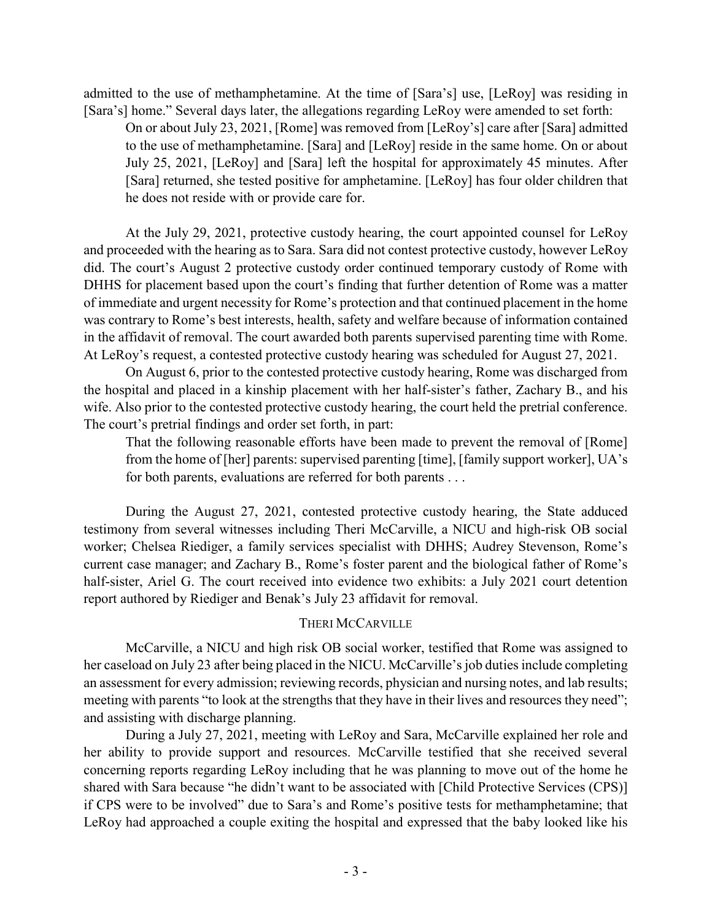admitted to the use of methamphetamine. At the time of [Sara's] use, [LeRoy] was residing in [Sara's] home." Several days later, the allegations regarding LeRoy were amended to set forth:

> On or about July 23, 2021, [Rome] was removed from [LeRoy's] care after [Sara] admitted to the use of methamphetamine. [Sara] and [LeRoy] reside in the same home. On or about July 25, 2021, [LeRoy] and [Sara] left the hospital for approximately 45 minutes. After [Sara] returned, she tested positive for amphetamine. [LeRoy] has four older children that he does not reside with or provide care for.

At the July 29, 2021, protective custody hearing, the court appointed counsel for LeRoy and proceeded with the hearing as to Sara. Sara did not contest protective custody, however LeRoy did. The court's August 2 protective custody order continued temporary custody of Rome with DHHS for placement based upon the court's finding that further detention of Rome was a matter of immediate and urgent necessity for Rome's protection and that continued placement in the home was contrary to Rome's best interests, health, safety and welfare because of information contained in the affidavit of removal. The court awarded both parents supervised parenting time with Rome. At LeRoy's request, a contested protective custody hearing was scheduled for August 27, 2021.

On August 6, prior to the contested protective custody hearing, Rome was discharged from the hospital and placed in a kinship placement with her half-sister's father, Zachary B., and his wife. Also prior to the contested protective custody hearing, the court held the pretrial conference. The court's pretrial findings and order set forth, in part:

> That the following reasonable efforts have been made to prevent the removal of [Rome] from the home of [her] parents: supervised parenting [time], [family support worker], UA's for both parents, evaluations are referred for both parents . . .

During the August 27, 2021, contested protective custody hearing, the State adduced testimony from several witnesses including Theri McCarville, a NICU and high-risk OB social worker; Chelsea Riediger, a family services specialist with DHHS; Audrey Stevenson, Rome's current case manager; and Zachary B., Rome's foster parent and the biological father of Rome's half-sister, Ariel G. The court received into evidence two exhibits: a July 2021 court detention report authored by Riediger and Benak's July 23 affidavit for removal.

### THERI MCCARVILLE

McCarville, a NICU and high risk OB social worker, testified that Rome was assigned to her caseload on July 23 after being placed in the NICU. McCarville's job duties include completing an assessment for every admission; reviewing records, physician and nursing notes, and lab results; meeting with parents "to look at the strengths that they have in their lives and resources they need"; and assisting with discharge planning.

During a July 27, 2021, meeting with LeRoy and Sara, McCarville explained her role and her ability to provide support and resources. McCarville testified that she received several concerning reports regarding LeRoy including that he was planning to move out of the home he shared with Sara because "he didn't want to be associated with [Child Protective Services (CPS)] if CPS were to be involved" due to Sara's and Rome's positive tests for methamphetamine; that LeRoy had approached a couple exiting the hospital and expressed that the baby looked like his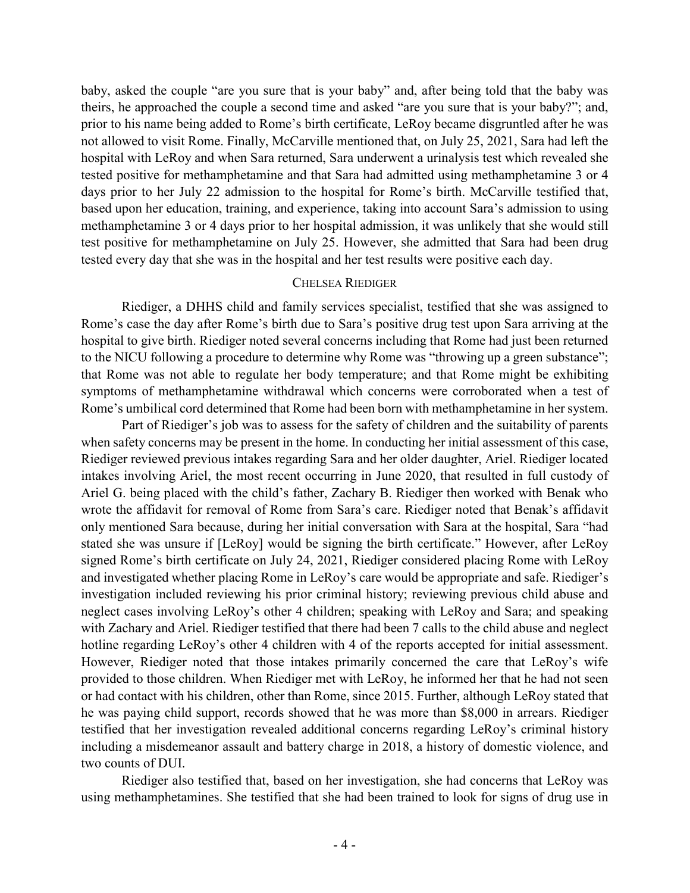baby, asked the couple "are you sure that is your baby" and, after being told that the baby was theirs, he approached the couple a second time and asked "are you sure that is your baby?"; and, prior to his name being added to Rome's birth certificate, LeRoy became disgruntled after he was not allowed to visit Rome. Finally, McCarville mentioned that, on July 25, 2021, Sara had left the hospital with LeRoy and when Sara returned, Sara underwent a urinalysis test which revealed she tested positive for methamphetamine and that Sara had admitted using methamphetamine 3 or 4 days prior to her July 22 admission to the hospital for Rome's birth. McCarville testified that, based upon her education, training, and experience, taking into account Sara's admission to using methamphetamine 3 or 4 days prior to her hospital admission, it was unlikely that she would still test positive for methamphetamine on July 25. However, she admitted that Sara had been drug tested every day that she was in the hospital and her test results were positive each day.

### CHELSEA RIEDIGER

Riediger, a DHHS child and family services specialist, testified that she was assigned to Rome's case the day after Rome's birth due to Sara's positive drug test upon Sara arriving at the hospital to give birth. Riediger noted several concerns including that Rome had just been returned to the NICU following a procedure to determine why Rome was "throwing up a green substance"; that Rome was not able to regulate her body temperature; and that Rome might be exhibiting symptoms of methamphetamine withdrawal which concerns were corroborated when a test of Rome's umbilical cord determined that Rome had been born with methamphetamine in her system.

Part of Riediger's job was to assess for the safety of children and the suitability of parents when safety concerns may be present in the home. In conducting her initial assessment of this case, Riediger reviewed previous intakes regarding Sara and her older daughter, Ariel. Riediger located intakes involving Ariel, the most recent occurring in June 2020, that resulted in full custody of Ariel G. being placed with the child's father, Zachary B. Riediger then worked with Benak who wrote the affidavit for removal of Rome from Sara's care. Riediger noted that Benak's affidavit only mentioned Sara because, during her initial conversation with Sara at the hospital, Sara "had stated she was unsure if [LeRoy] would be signing the birth certificate." However, after LeRoy signed Rome's birth certificate on July 24, 2021, Riediger considered placing Rome with LeRoy and investigated whether placing Rome in LeRoy's care would be appropriate and safe. Riediger's investigation included reviewing his prior criminal history; reviewing previous child abuse and neglect cases involving LeRoy's other 4 children; speaking with LeRoy and Sara; and speaking with Zachary and Ariel. Riediger testified that there had been 7 calls to the child abuse and neglect hotline regarding LeRoy's other 4 children with 4 of the reports accepted for initial assessment. However, Riediger noted that those intakes primarily concerned the care that LeRoy's wife provided to those children. When Riediger met with LeRoy, he informed her that he had not seen or had contact with his children, other than Rome, since 2015. Further, although LeRoy stated that he was paying child support, records showed that he was more than $8,000 in arrears. Riediger testified that her investigation revealed additional concerns regarding LeRoy's criminal history including a misdemeanor assault and battery charge in 2018, a history of domestic violence, and two counts of DUI.

Riediger also testified that, based on her investigation, she had concerns that LeRoy was using methamphetamines. She testified that she had been trained to look for signs of drug use in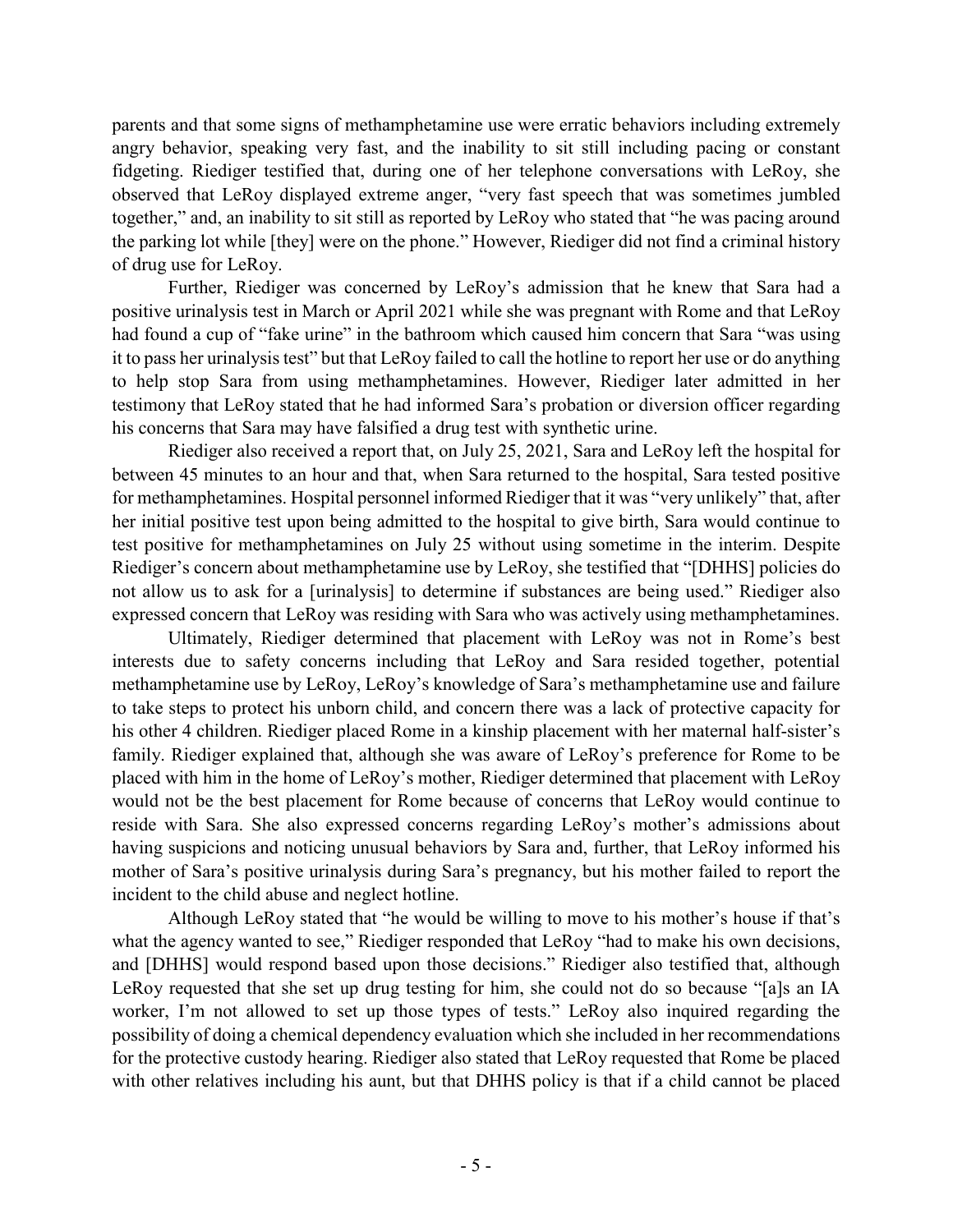parents and that some signs of methamphetamine use were erratic behaviors including extremely angry behavior, speaking very fast, and the inability to sit still including pacing or constant fidgeting. Riediger testified that, during one of her telephone conversations with LeRoy, she observed that LeRoy displayed extreme anger, "very fast speech that was sometimes jumbled together," and, an inability to sit still as reported by LeRoy who stated that "he was pacing around the parking lot while [they] were on the phone." However, Riediger did not find a criminal history of drug use for LeRoy.

Further, Riediger was concerned by LeRoy's admission that he knew that Sara had a positive urinalysis test in March or April 2021 while she was pregnant with Rome and that LeRoy had found a cup of "fake urine" in the bathroom which caused him concern that Sara "was using it to pass her urinalysis test" but that LeRoy failed to call the hotline to report her use or do anything to help stop Sara from using methamphetamines. However, Riediger later admitted in her testimony that LeRoy stated that he had informed Sara's probation or diversion officer regarding his concerns that Sara may have falsified a drug test with synthetic urine.

Riediger also received a report that, on July 25, 2021, Sara and LeRoy left the hospital for between 45 minutes to an hour and that, when Sara returned to the hospital, Sara tested positive for methamphetamines. Hospital personnel informed Riediger that it was "very unlikely" that, after her initial positive test upon being admitted to the hospital to give birth, Sara would continue to test positive for methamphetamines on July 25 without using sometime in the interim. Despite Riediger's concern about methamphetamine use by LeRoy, she testified that "[DHHS] policies do not allow us to ask for a [urinalysis] to determine if substances are being used." Riediger also expressed concern that LeRoy was residing with Sara who was actively using methamphetamines.

Ultimately, Riediger determined that placement with LeRoy was not in Rome's best interests due to safety concerns including that LeRoy and Sara resided together, potential methamphetamine use by LeRoy, LeRoy's knowledge of Sara's methamphetamine use and failure to take steps to protect his unborn child, and concern there was a lack of protective capacity for his other 4 children. Riediger placed Rome in a kinship placement with her maternal half-sister's family. Riediger explained that, although she was aware of LeRoy's preference for Rome to be placed with him in the home of LeRoy's mother, Riediger determined that placement with LeRoy would not be the best placement for Rome because of concerns that LeRoy would continue to reside with Sara. She also expressed concerns regarding LeRoy's mother's admissions about having suspicions and noticing unusual behaviors by Sara and, further, that LeRoy informed his mother of Sara's positive urinalysis during Sara's pregnancy, but his mother failed to report the incident to the child abuse and neglect hotline.

Although LeRoy stated that "he would be willing to move to his mother's house if that's what the agency wanted to see," Riediger responded that LeRoy "had to make his own decisions, and [DHHS] would respond based upon those decisions." Riediger also testified that, although LeRoy requested that she set up drug testing for him, she could not do so because "[a]s an IA worker, I'm not allowed to set up those types of tests." LeRoy also inquired regarding the possibility of doing a chemical dependency evaluation which she included in her recommendations for the protective custody hearing. Riediger also stated that LeRoy requested that Rome be placed with other relatives including his aunt, but that DHHS policy is that if a child cannot be placed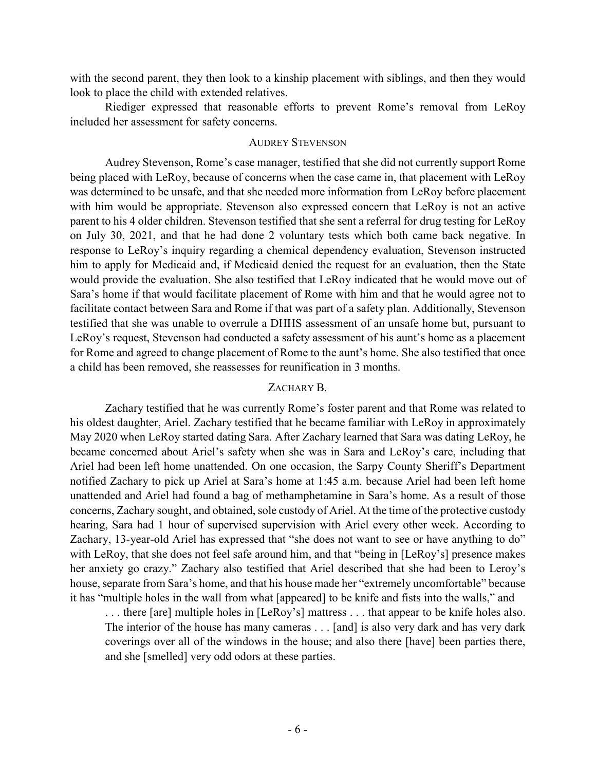with the second parent, they then look to a kinship placement with siblings, and then they would look to place the child with extended relatives.

Riediger expressed that reasonable efforts to prevent Rome's removal from LeRoy included her assessment for safety concerns.

### AUDREY STEVENSON

Audrey Stevenson, Rome's case manager, testified that she did not currently support Rome being placed with LeRoy, because of concerns when the case came in, that placement with LeRoy was determined to be unsafe, and that she needed more information from LeRoy before placement with him would be appropriate. Stevenson also expressed concern that LeRoy is not an active parent to his 4 older children. Stevenson testified that she sent a referral for drug testing for LeRoy on July 30, 2021, and that he had done 2 voluntary tests which both came back negative. In response to LeRoy's inquiry regarding a chemical dependency evaluation, Stevenson instructed him to apply for Medicaid and, if Medicaid denied the request for an evaluation, then the State would provide the evaluation. She also testified that LeRoy indicated that he would move out of Sara's home if that would facilitate placement of Rome with him and that he would agree not to facilitate contact between Sara and Rome if that was part of a safety plan. Additionally, Stevenson testified that she was unable to overrule a DHHS assessment of an unsafe home but, pursuant to LeRoy's request, Stevenson had conducted a safety assessment of his aunt's home as a placement for Rome and agreed to change placement of Rome to the aunt's home. She also testified that once a child has been removed, she reassesses for reunification in 3 months.

### ZACHARY B.

Zachary testified that he was currently Rome's foster parent and that Rome was related to his oldest daughter, Ariel. Zachary testified that he became familiar with LeRoy in approximately May 2020 when LeRoy started dating Sara. After Zachary learned that Sara was dating LeRoy, he became concerned about Ariel's safety when she was in Sara and LeRoy's care, including that Ariel had been left home unattended. On one occasion, the Sarpy County Sheriff's Department notified Zachary to pick up Ariel at Sara's home at 1:45 a.m. because Ariel had been left home unattended and Ariel had found a bag of methamphetamine in Sara's home. As a result of those concerns, Zachary sought, and obtained, sole custody of Ariel. At the time of the protective custody hearing, Sara had 1 hour of supervised supervision with Ariel every other week. According to Zachary, 13-year-old Ariel has expressed that "she does not want to see or have anything to do" with LeRoy, that she does not feel safe around him, and that "being in [LeRoy's] presence makes her anxiety go crazy." Zachary also testified that Ariel described that she had been to Leroy's house, separate from Sara's home, and that his house made her "extremely uncomfortable" because it has "multiple holes in the wall from what [appeared] to be knife and fists into the walls," and

> . . . there [are] multiple holes in [LeRoy's] mattress . . . that appear to be knife holes also. The interior of the house has many cameras . . . [and] is also very dark and has very dark coverings over all of the windows in the house; and also there [have] been parties there, and she [smelled] very odd odors at these parties.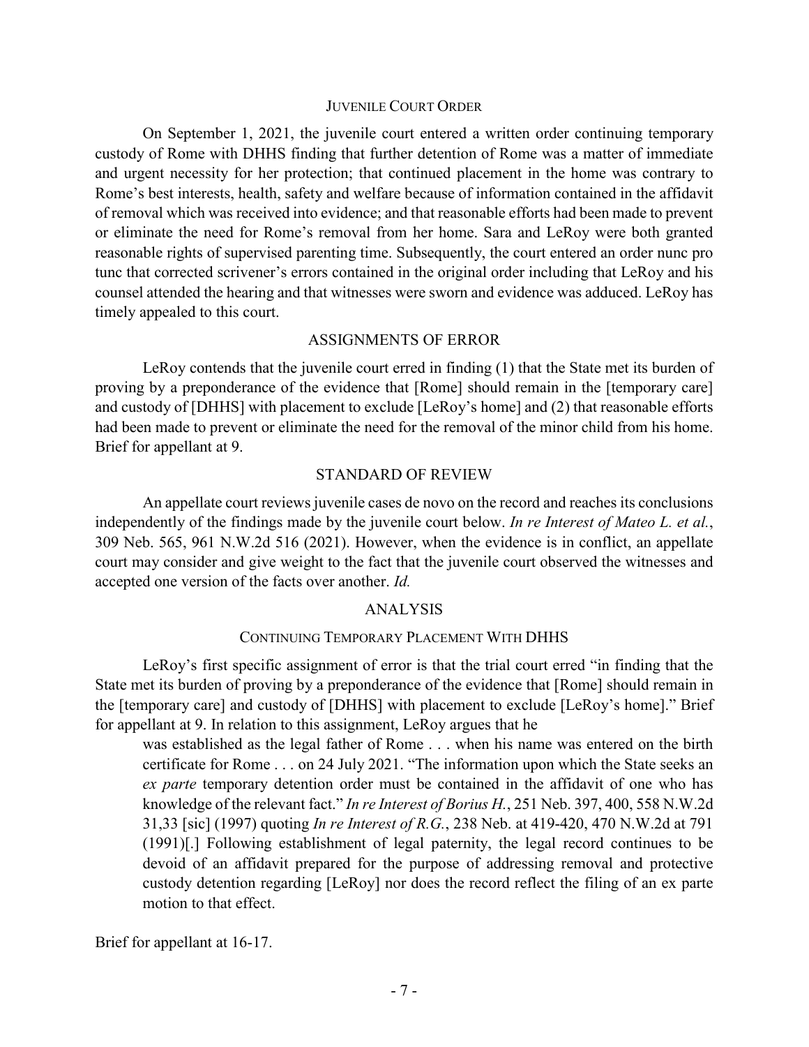### JUVENILE COURT ORDER

On September 1, 2021, the juvenile court entered a written order continuing temporary custody of Rome with DHHS finding that further detention of Rome was a matter of immediate and urgent necessity for her protection; that continued placement in the home was contrary to Rome's best interests, health, safety and welfare because of information contained in the affidavit of removal which was received into evidence; and that reasonable efforts had been made to prevent or eliminate the need for Rome's removal from her home. Sara and LeRoy were both granted reasonable rights of supervised parenting time. Subsequently, the court entered an order nunc pro tunc that corrected scrivener's errors contained in the original order including that LeRoy and his counsel attended the hearing and that witnesses were sworn and evidence was adduced. LeRoy has timely appealed to this court.

## ASSIGNMENTS OF ERROR

LeRoy contends that the juvenile court erred in finding (1) that the State met its burden of proving by a preponderance of the evidence that [Rome] should remain in the [temporary care] and custody of [DHHS] with placement to exclude [LeRoy's home] and (2) that reasonable efforts had been made to prevent or eliminate the need for the removal of the minor child from his home. Brief for appellant at 9.

## STANDARD OF REVIEW

An appellate court reviews juvenile cases de novo on the record and reaches its conclusions independently of the findings made by the juvenile court below. *In re Interest of Mateo L. et al.*, 309 Neb. 565, 961 N.W.2d 516 (2021). However, when the evidence is in conflict, an appellate court may consider and give weight to the fact that the juvenile court observed the witnesses and accepted one version of the facts over another. *Id.*

## ANALYSIS

### CONTINUING TEMPORARY PLACEMENT WITH DHHS

LeRoy's first specific assignment of error is that the trial court erred "in finding that the State met its burden of proving by a preponderance of the evidence that [Rome] should remain in the [temporary care] and custody of [DHHS] with placement to exclude [LeRoy's home]." Brief for appellant at 9. In relation to this assignment, LeRoy argues that he

> was established as the legal father of Rome . . . when his name was entered on the birth certificate for Rome . . . on 24 July 2021. "The information upon which the State seeks an *ex parte* temporary detention order must be contained in the affidavit of one who has knowledge of the relevant fact." *In re Interest of Borius H.*, 251 Neb. 397, 400, 558 N.W.2d 31,33 [sic] (1997) quoting *In re Interest of R.G.*, 238 Neb. at 419-420, 470 N.W.2d at 791 (1991)[.] Following establishment of legal paternity, the legal record continues to be devoid of an affidavit prepared for the purpose of addressing removal and protective custody detention regarding [LeRoy] nor does the record reflect the filing of an ex parte motion to that effect.

Brief for appellant at 16-17.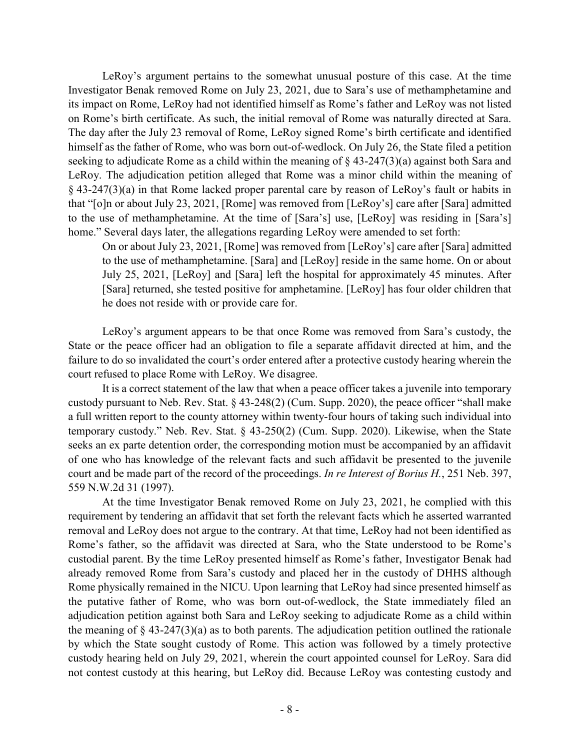LeRoy's argument pertains to the somewhat unusual posture of this case. At the time Investigator Benak removed Rome on July 23, 2021, due to Sara's use of methamphetamine and its impact on Rome, LeRoy had not identified himself as Rome's father and LeRoy was not listed on Rome's birth certificate. As such, the initial removal of Rome was naturally directed at Sara. The day after the July 23 removal of Rome, LeRoy signed Rome's birth certificate and identified himself as the father of Rome, who was born out-of-wedlock. On July 26, the State filed a petition seeking to adjudicate Rome as a child within the meaning of § 43-247(3)(a) against both Sara and LeRoy. The adjudication petition alleged that Rome was a minor child within the meaning of § 43-247(3)(a) in that Rome lacked proper parental care by reason of LeRoy's fault or habits in that "[o]n or about July 23, 2021, [Rome] was removed from [LeRoy's] care after [Sara] admitted to the use of methamphetamine. At the time of [Sara's] use, [LeRoy] was residing in [Sara's] home." Several days later, the allegations regarding LeRoy were amended to set forth:

> On or about July 23, 2021, [Rome] was removed from [LeRoy's] care after [Sara] admitted to the use of methamphetamine. [Sara] and [LeRoy] reside in the same home. On or about July 25, 2021, [LeRoy] and [Sara] left the hospital for approximately 45 minutes. After [Sara] returned, she tested positive for amphetamine. [LeRoy] has four older children that he does not reside with or provide care for.

LeRoy's argument appears to be that once Rome was removed from Sara's custody, the State or the peace officer had an obligation to file a separate affidavit directed at him, and the failure to do so invalidated the court's order entered after a protective custody hearing wherein the court refused to place Rome with LeRoy. We disagree.

It is a correct statement of the law that when a peace officer takes a juvenile into temporary custody pursuant to Neb. Rev. Stat. § 43-248(2) (Cum. Supp. 2020), the peace officer "shall make a full written report to the county attorney within twenty-four hours of taking such individual into temporary custody." Neb. Rev. Stat. § 43-250(2) (Cum. Supp. 2020). Likewise, when the State seeks an ex parte detention order, the corresponding motion must be accompanied by an affidavit of one who has knowledge of the relevant facts and such affidavit be presented to the juvenile court and be made part of the record of the proceedings. *In re Interest of Borius H.*, 251 Neb. 397, 559 N.W.2d 31 (1997).

At the time Investigator Benak removed Rome on July 23, 2021, he complied with this requirement by tendering an affidavit that set forth the relevant facts which he asserted warranted removal and LeRoy does not argue to the contrary. At that time, LeRoy had not been identified as Rome's father, so the affidavit was directed at Sara, who the State understood to be Rome's custodial parent. By the time LeRoy presented himself as Rome's father, Investigator Benak had already removed Rome from Sara's custody and placed her in the custody of DHHS although Rome physically remained in the NICU. Upon learning that LeRoy had since presented himself as the putative father of Rome, who was born out-of-wedlock, the State immediately filed an adjudication petition against both Sara and LeRoy seeking to adjudicate Rome as a child within the meaning of § 43-247(3)(a) as to both parents. The adjudication petition outlined the rationale by which the State sought custody of Rome. This action was followed by a timely protective custody hearing held on July 29, 2021, wherein the court appointed counsel for LeRoy. Sara did not contest custody at this hearing, but LeRoy did. Because LeRoy was contesting custody and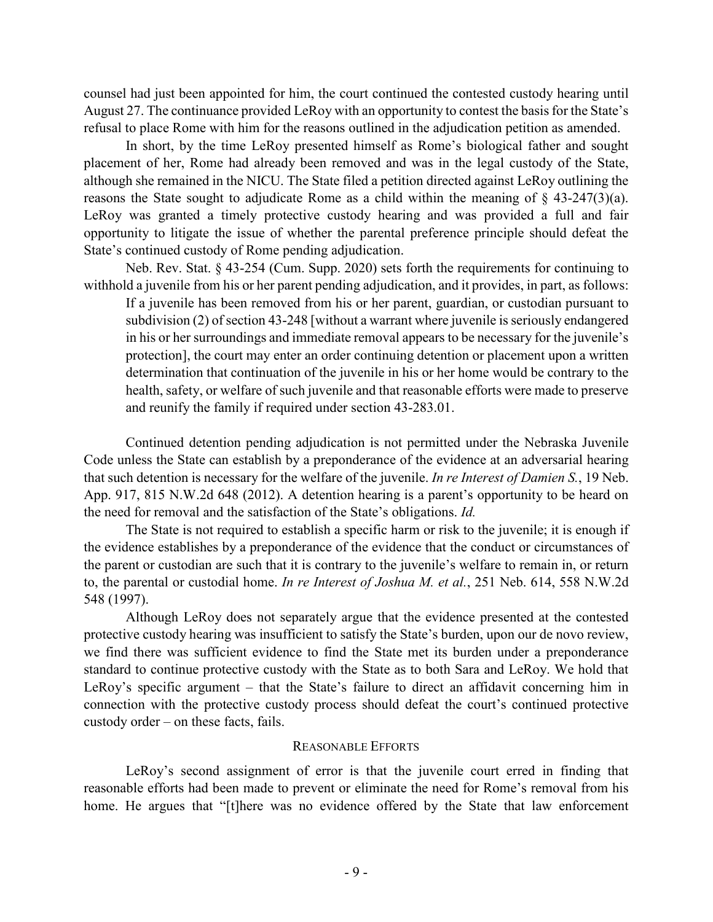counsel had just been appointed for him, the court continued the contested custody hearing until August 27. The continuance provided LeRoy with an opportunity to contest the basis for the State's refusal to place Rome with him for the reasons outlined in the adjudication petition as amended.

In short, by the time LeRoy presented himself as Rome's biological father and sought placement of her, Rome had already been removed and was in the legal custody of the State, although she remained in the NICU. The State filed a petition directed against LeRoy outlining the reasons the State sought to adjudicate Rome as a child within the meaning of § 43-247(3)(a). LeRoy was granted a timely protective custody hearing and was provided a full and fair opportunity to litigate the issue of whether the parental preference principle should defeat the State's continued custody of Rome pending adjudication.

Neb. Rev. Stat. § 43-254 (Cum. Supp. 2020) sets forth the requirements for continuing to withhold a juvenile from his or her parent pending adjudication, and it provides, in part, as follows:

> If a juvenile has been removed from his or her parent, guardian, or custodian pursuant to subdivision (2) of section 43-248 [without a warrant where juvenile is seriously endangered in his or her surroundings and immediate removal appears to be necessary for the juvenile's protection], the court may enter an order continuing detention or placement upon a written determination that continuation of the juvenile in his or her home would be contrary to the health, safety, or welfare of such juvenile and that reasonable efforts were made to preserve and reunify the family if required under section 43-283.01.

Continued detention pending adjudication is not permitted under the Nebraska Juvenile Code unless the State can establish by a preponderance of the evidence at an adversarial hearing that such detention is necessary for the welfare of the juvenile. *In re Interest of Damien S.*, 19 Neb. App. 917, 815 N.W.2d 648 (2012). A detention hearing is a parent's opportunity to be heard on the need for removal and the satisfaction of the State's obligations. *Id.*

The State is not required to establish a specific harm or risk to the juvenile; it is enough if the evidence establishes by a preponderance of the evidence that the conduct or circumstances of the parent or custodian are such that it is contrary to the juvenile's welfare to remain in, or return to, the parental or custodial home. *In re Interest of Joshua M. et al.*, 251 Neb. 614, 558 N.W.2d 548 (1997).

Although LeRoy does not separately argue that the evidence presented at the contested protective custody hearing was insufficient to satisfy the State's burden, upon our de novo review, we find there was sufficient evidence to find the State met its burden under a preponderance standard to continue protective custody with the State as to both Sara and LeRoy. We hold that LeRoy's specific argument – that the State's failure to direct an affidavit concerning him in connection with the protective custody process should defeat the court's continued protective custody order – on these facts, fails.

### REASONABLE EFFORTS

LeRoy's second assignment of error is that the juvenile court erred in finding that reasonable efforts had been made to prevent or eliminate the need for Rome's removal from his home. He argues that "[t]here was no evidence offered by the State that law enforcement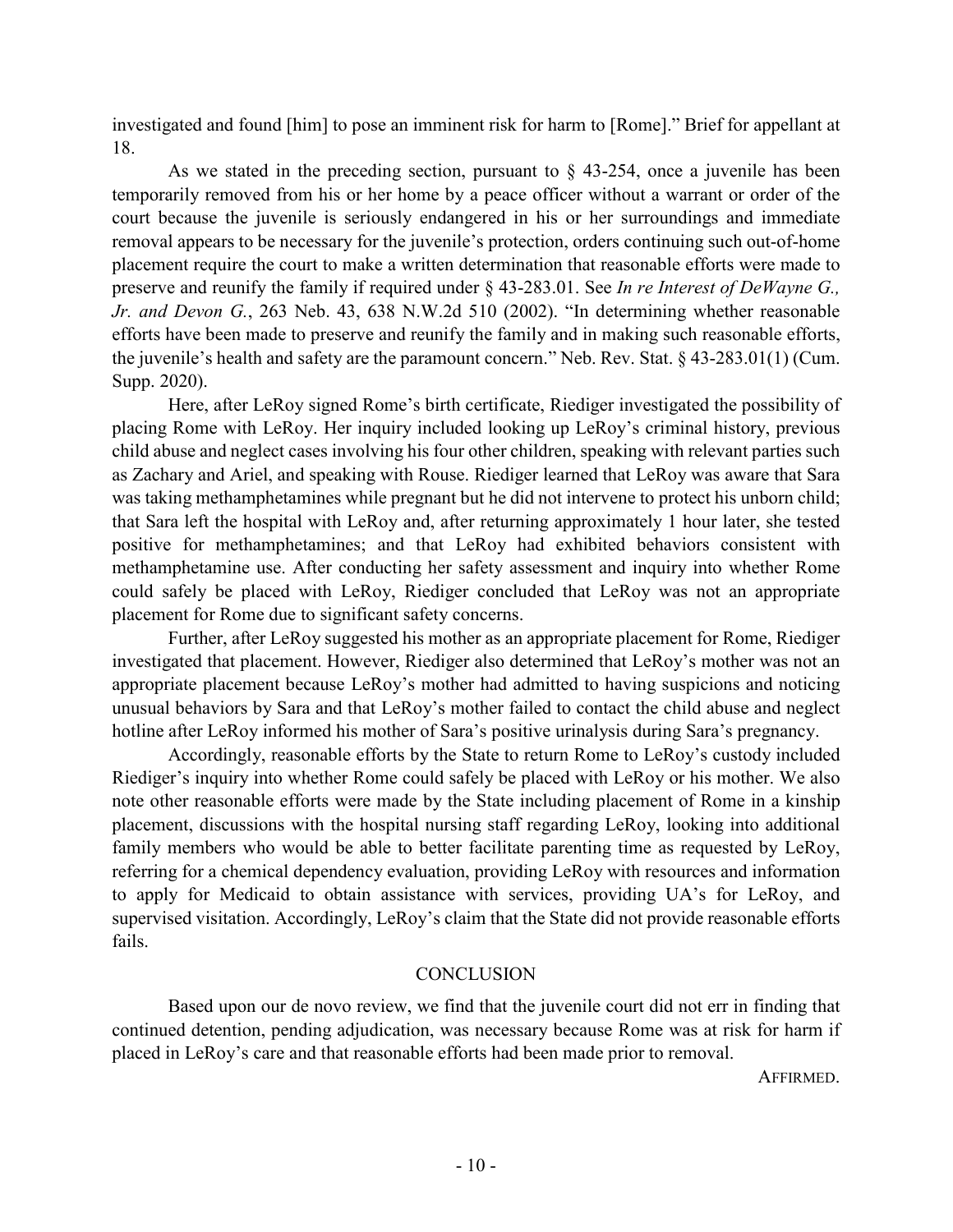investigated and found [him] to pose an imminent risk for harm to [Rome]." Brief for appellant at 18.

As we stated in the preceding section, pursuant to § 43-254, once a juvenile has been temporarily removed from his or her home by a peace officer without a warrant or order of the court because the juvenile is seriously endangered in his or her surroundings and immediate removal appears to be necessary for the juvenile's protection, orders continuing such out-of-home placement require the court to make a written determination that reasonable efforts were made to preserve and reunify the family if required under § 43-283.01. See *In re Interest of DeWayne G., Jr. and Devon G.*, 263 Neb. 43, 638 N.W.2d 510 (2002). "In determining whether reasonable efforts have been made to preserve and reunify the family and in making such reasonable efforts, the juvenile's health and safety are the paramount concern." Neb. Rev. Stat. § 43-283.01(1) (Cum. Supp. 2020).

Here, after LeRoy signed Rome's birth certificate, Riediger investigated the possibility of placing Rome with LeRoy. Her inquiry included looking up LeRoy's criminal history, previous child abuse and neglect cases involving his four other children, speaking with relevant parties such as Zachary and Ariel, and speaking with Rouse. Riediger learned that LeRoy was aware that Sara was taking methamphetamines while pregnant but he did not intervene to protect his unborn child; that Sara left the hospital with LeRoy and, after returning approximately 1 hour later, she tested positive for methamphetamines; and that LeRoy had exhibited behaviors consistent with methamphetamine use. After conducting her safety assessment and inquiry into whether Rome could safely be placed with LeRoy, Riediger concluded that LeRoy was not an appropriate placement for Rome due to significant safety concerns.

Further, after LeRoy suggested his mother as an appropriate placement for Rome, Riediger investigated that placement. However, Riediger also determined that LeRoy's mother was not an appropriate placement because LeRoy's mother had admitted to having suspicions and noticing unusual behaviors by Sara and that LeRoy's mother failed to contact the child abuse and neglect hotline after LeRoy informed his mother of Sara's positive urinalysis during Sara's pregnancy.

Accordingly, reasonable efforts by the State to return Rome to LeRoy's custody included Riediger's inquiry into whether Rome could safely be placed with LeRoy or his mother. We also note other reasonable efforts were made by the State including placement of Rome in a kinship placement, discussions with the hospital nursing staff regarding LeRoy, looking into additional family members who would be able to better facilitate parenting time as requested by LeRoy, referring for a chemical dependency evaluation, providing LeRoy with resources and information to apply for Medicaid to obtain assistance with services, providing UA's for LeRoy, and supervised visitation. Accordingly, LeRoy's claim that the State did not provide reasonable efforts fails.

## CONCLUSION

Based upon our de novo review, we find that the juvenile court did not err in finding that continued detention, pending adjudication, was necessary because Rome was at risk for harm if placed in LeRoy's care and that reasonable efforts had been made prior to removal.

AFFIRMED.